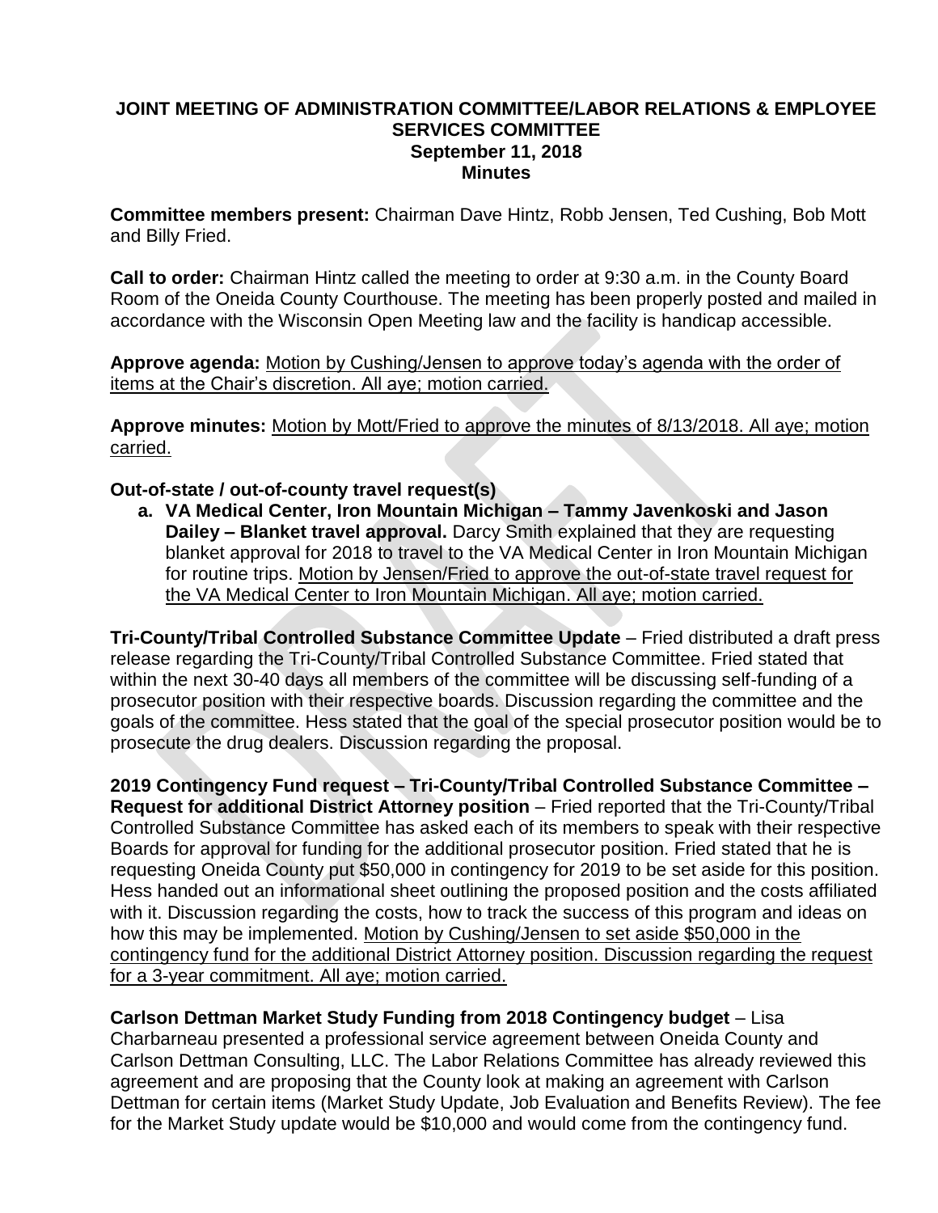# JOINT MEETING OF ADMINISTRATION COMMITTEE/LABOR RELATIONS & EMPLOYEE SERVICES COMMITTEE
## September 11, 2018
## Minutes

**Committee members present:** Chairman Dave Hintz, Robb Jensen, Ted Cushing, Bob Mott and Billy Fried.

**Call to order:** Chairman Hintz called the meeting to order at 9:30 a.m. in the County Board Room of the Oneida County Courthouse. The meeting has been properly posted and mailed in accordance with the Wisconsin Open Meeting law and the facility is handicap accessible.

**Approve agenda:** <u>Motion by Cushing/Jensen to approve today's agenda with the order of items at the Chair's discretion. All aye; motion carried.</u>

**Approve minutes:** <u>Motion by Mott/Fried to approve the minutes of 8/13/2018. All aye; motion carried.</u>

**Out-of-state / out-of-county travel request(s)**

a. **VA Medical Center, Iron Mountain Michigan – Tammy Javenkoski and Jason Dailey – Blanket travel approval.** Darcy Smith explained that they are requesting blanket approval for 2018 to travel to the VA Medical Center in Iron Mountain Michigan for routine trips. <u>Motion by Jensen/Fried to approve the out-of-state travel request for the VA Medical Center to Iron Mountain Michigan. All aye; motion carried.</u>

**Tri-County/Tribal Controlled Substance Committee Update** – Fried distributed a draft press release regarding the Tri-County/Tribal Controlled Substance Committee. Fried stated that within the next 30-40 days all members of the committee will be discussing self-funding of a prosecutor position with their respective boards. Discussion regarding the committee and the goals of the committee. Hess stated that the goal of the special prosecutor position would be to prosecute the drug dealers. Discussion regarding the proposal.

**2019 Contingency Fund request – Tri-County/Tribal Controlled Substance Committee – Request for additional District Attorney position** – Fried reported that the Tri-County/Tribal Controlled Substance Committee has asked each of its members to speak with their respective Boards for approval for funding for the additional prosecutor position. Fried stated that he is requesting Oneida County put $50,000 in contingency for 2019 to be set aside for this position. Hess handed out an informational sheet outlining the proposed position and the costs affiliated with it. Discussion regarding the costs, how to track the success of this program and ideas on how this may be implemented. <u>Motion by Cushing/Jensen to set aside $50,000 in the contingency fund for the additional District Attorney position. Discussion regarding the request for a 3-year commitment. All aye; motion carried.</u>

**Carlson Dettman Market Study Funding from 2018 Contingency budget** – Lisa Charbarneau presented a professional service agreement between Oneida County and Carlson Dettman Consulting, LLC. The Labor Relations Committee has already reviewed this agreement and are proposing that the County look at making an agreement with Carlson Dettman for certain items (Market Study Update, Job Evaluation and Benefits Review). The fee for the Market Study update would be $10,000 and would come from the contingency fund.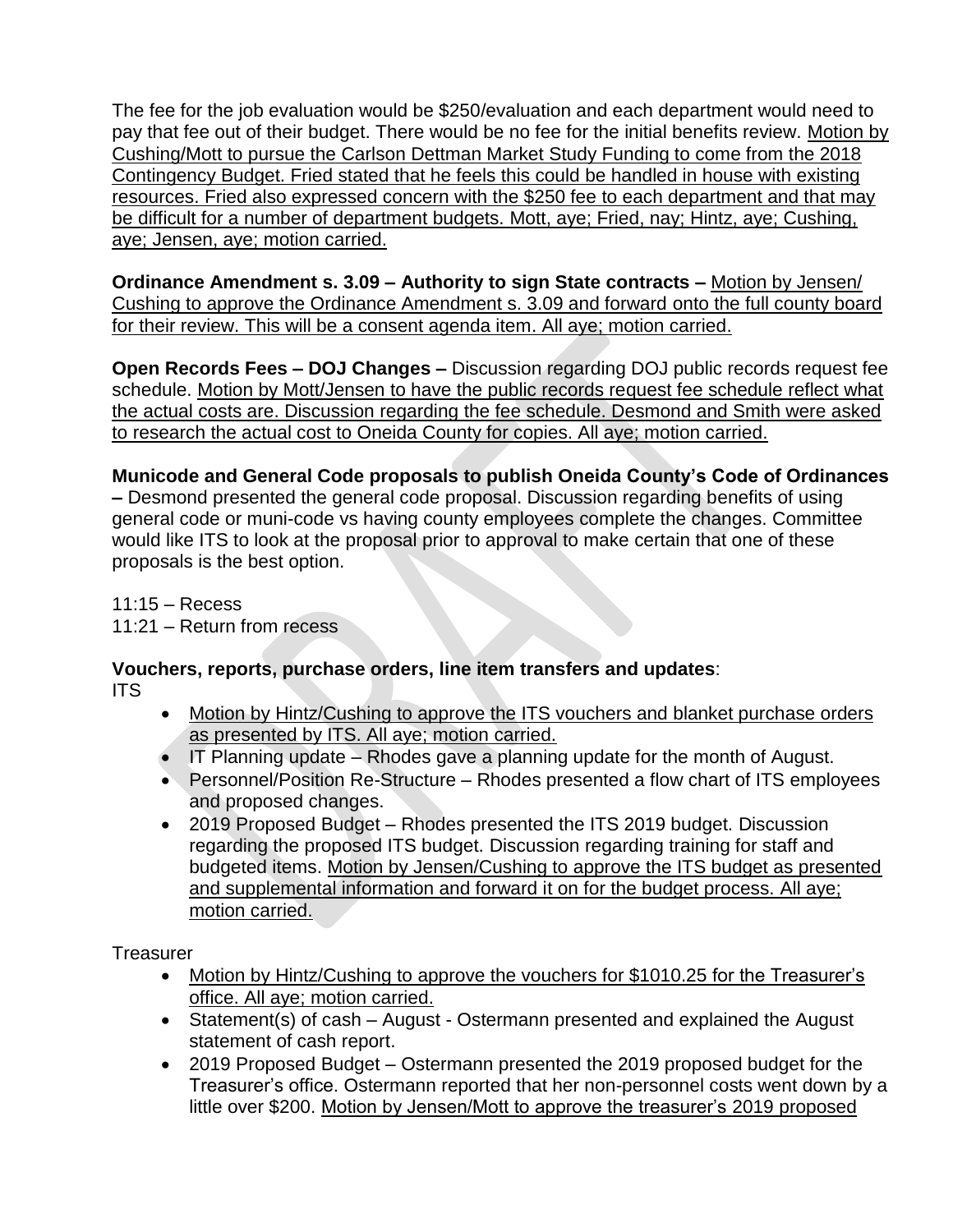The fee for the job evaluation would be $250/evaluation and each department would need to pay that fee out of their budget. There would be no fee for the initial benefits review. Motion by Cushing/Mott to pursue the Carlson Dettman Market Study Funding to come from the 2018 Contingency Budget. Fried stated that he feels this could be handled in house with existing resources. Fried also expressed concern with the $250 fee to each department and that may be difficult for a number of department budgets. Mott, aye; Fried, nay; Hintz, aye; Cushing, aye; Jensen, aye; motion carried.

**Ordinance Amendment s. 3.09 – Authority to sign State contracts –** Motion by Jensen/ Cushing to approve the Ordinance Amendment s. 3.09 and forward onto the full county board for their review. This will be a consent agenda item. All aye; motion carried.

**Open Records Fees – DOJ Changes –** Discussion regarding DOJ public records request fee schedule. Motion by Mott/Jensen to have the public records request fee schedule reflect what the actual costs are. Discussion regarding the fee schedule. Desmond and Smith were asked to research the actual cost to Oneida County for copies. All aye; motion carried.

**Municode and General Code proposals to publish Oneida County's Code of Ordinances –** Desmond presented the general code proposal. Discussion regarding benefits of using general code or muni-code vs having county employees complete the changes. Committee would like ITS to look at the proposal prior to approval to make certain that one of these proposals is the best option.

11:15 – Recess
11:21 – Return from recess

**Vouchers, reports, purchase orders, line item transfers and updates**:
ITS

- Motion by Hintz/Cushing to approve the ITS vouchers and blanket purchase orders as presented by ITS. All aye; motion carried.
- IT Planning update – Rhodes gave a planning update for the month of August.
- Personnel/Position Re-Structure – Rhodes presented a flow chart of ITS employees and proposed changes.
- 2019 Proposed Budget – Rhodes presented the ITS 2019 budget. Discussion regarding the proposed ITS budget. Discussion regarding training for staff and budgeted items. Motion by Jensen/Cushing to approve the ITS budget as presented and supplemental information and forward it on for the budget process. All aye; motion carried.

Treasurer

- Motion by Hintz/Cushing to approve the vouchers for $1010.25 for the Treasurer's office. All aye; motion carried.
- Statement(s) of cash – August - Ostermann presented and explained the August statement of cash report.
- 2019 Proposed Budget – Ostermann presented the 2019 proposed budget for the Treasurer's office. Ostermann reported that her non-personnel costs went down by a little over $200. Motion by Jensen/Mott to approve the treasurer's 2019 proposed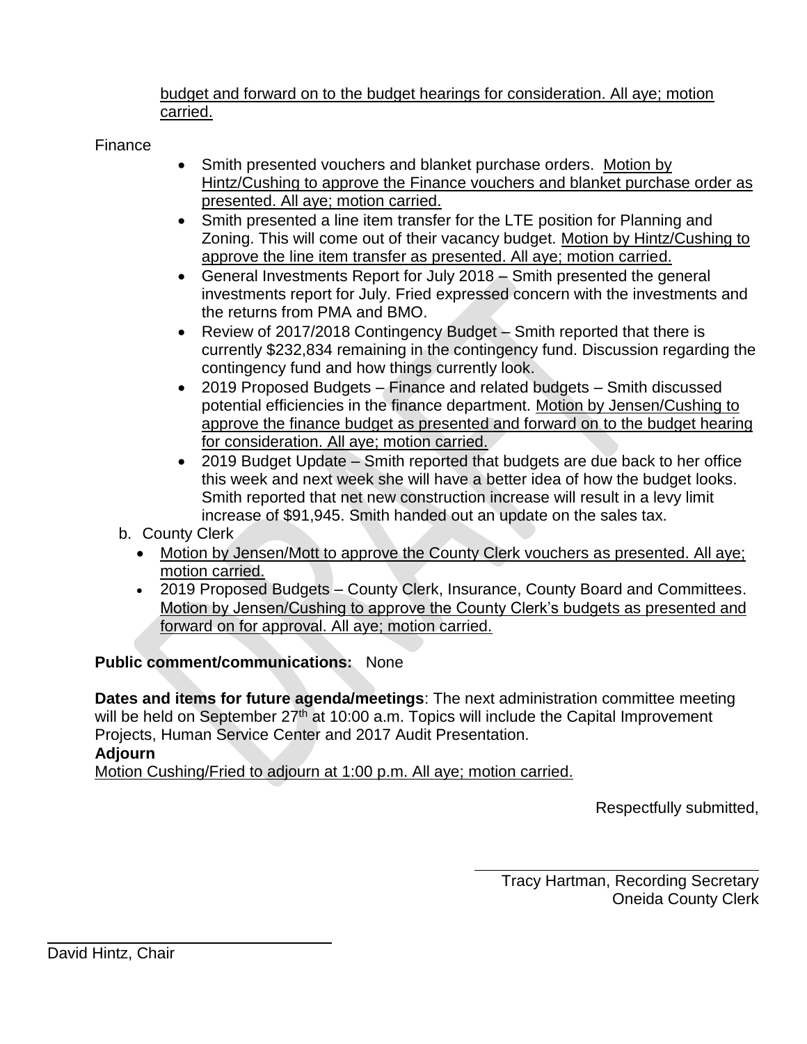budget and forward on to the budget hearings for consideration. All aye; motion carried.

Finance

- Smith presented vouchers and blanket purchase orders. Motion by Hintz/Cushing to approve the Finance vouchers and blanket purchase order as presented. All aye; motion carried.
- Smith presented a line item transfer for the LTE position for Planning and Zoning. This will come out of their vacancy budget. Motion by Hintz/Cushing to approve the line item transfer as presented. All aye; motion carried.
- General Investments Report for July 2018 – Smith presented the general investments report for July. Fried expressed concern with the investments and the returns from PMA and BMO.
- Review of 2017/2018 Contingency Budget – Smith reported that there is currently $232,834 remaining in the contingency fund. Discussion regarding the contingency fund and how things currently look.
- 2019 Proposed Budgets – Finance and related budgets – Smith discussed potential efficiencies in the finance department. Motion by Jensen/Cushing to approve the finance budget as presented and forward on to the budget hearing for consideration. All aye; motion carried.
- 2019 Budget Update – Smith reported that budgets are due back to her office this week and next week she will have a better idea of how the budget looks. Smith reported that net new construction increase will result in a levy limit increase of $91,945. Smith handed out an update on the sales tax.

b. County Clerk

- Motion by Jensen/Mott to approve the County Clerk vouchers as presented. All aye; motion carried.
- 2019 Proposed Budgets – County Clerk, Insurance, County Board and Committees. Motion by Jensen/Cushing to approve the County Clerk's budgets as presented and forward on for approval. All aye; motion carried.

**Public comment/communications:** None

**Dates and items for future agenda/meetings**: The next administration committee meeting will be held on September 27th at 10:00 a.m. Topics will include the Capital Improvement Projects, Human Service Center and 2017 Audit Presentation.

**Adjourn**

Motion Cushing/Fried to adjourn at 1:00 p.m. All aye; motion carried.

Respectfully submitted,

Tracy Hartman, Recording Secretary
Oneida County Clerk

David Hintz, Chair